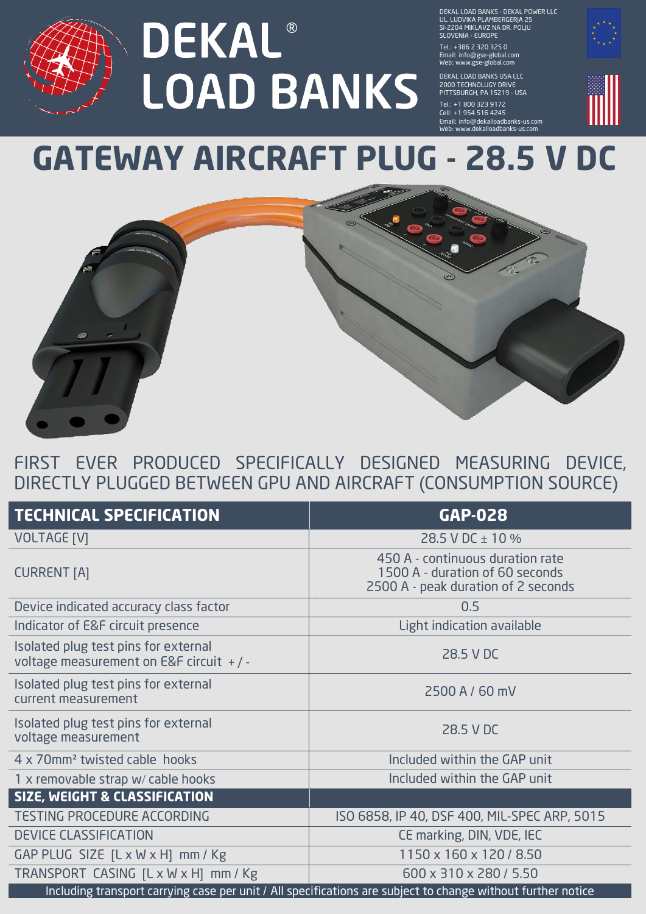# DEKAL® LOAD BANKS

DEKAL LOAD BANKS - DEKAL POWER LLC
UL. LUDVIKA PLAMBERGERJA 25
SI-2204 MIKLAVZ NA DR. POLJU
SLOVENIA - EUROPE
Tel.: +386 2 320 325 0
Email: info@gse-global.com
Web: www.gse-global.com

DEKAL LOAD BANKS USA LLC
2000 TECHNOLOGY DRIVE
PITTSBURGH, PA 15219 - USA
Tel.: +1 800 323 9172
Cell: +1 954 516 4245
Email: info@dekalloadbanks-us.com
Web: www.dekalloadbanks-us.com

# GATEWAY AIRCRAFT PLUG - 28.5 V DC

FIRST EVER PRODUCED SPECIFICALLY DESIGNED MEASURING DEVICE, DIRECTLY PLUGGED BETWEEN GPU AND AIRCRAFT (CONSUMPTION SOURCE)

| **TECHNICAL SPECIFICATION** | **GAP-028** |
|---|---|
| VOLTAGE [V] | 28.5 V DC ± 10 % |
| CURRENT [A] | 450 A - continuous duration rate<br>1500 A - duration of 60 seconds<br>2500 A - peak duration of 2 seconds |
| Device indicated accuracy class factor | 0.5 |
| Indicator of E&F circuit presence | Light indication available |
| Isolated plug test pins for external voltage measurement on E&F circuit + / - | 28.5 V DC |
| Isolated plug test pins for external current measurement | 2500 A / 60 mV |
| Isolated plug test pins for external voltage measurement | 28.5 V DC |
| 4 x 70mm² twisted cable hooks | Included within the GAP unit |
| 1 x removable strap w/ cable hooks | Included within the GAP unit |
| **SIZE, WEIGHT & CLASSIFICATION** | |
| TESTING PROCEDURE ACCORDING | ISO 6858, IP 40, DSF 400, MIL-SPEC ARP, 5015 |
| DEVICE CLASSIFICATION | CE marking, DIN, VDE, IEC |
| GAP PLUG SIZE [L x W x H] mm / Kg | 1150 x 160 x 120 / 8.50 |
| TRANSPORT CASING [L x W x H] mm / Kg | 600 x 310 x 280 / 5.50 |

Including transport carrying case per unit / All specifications are subject to change without further notice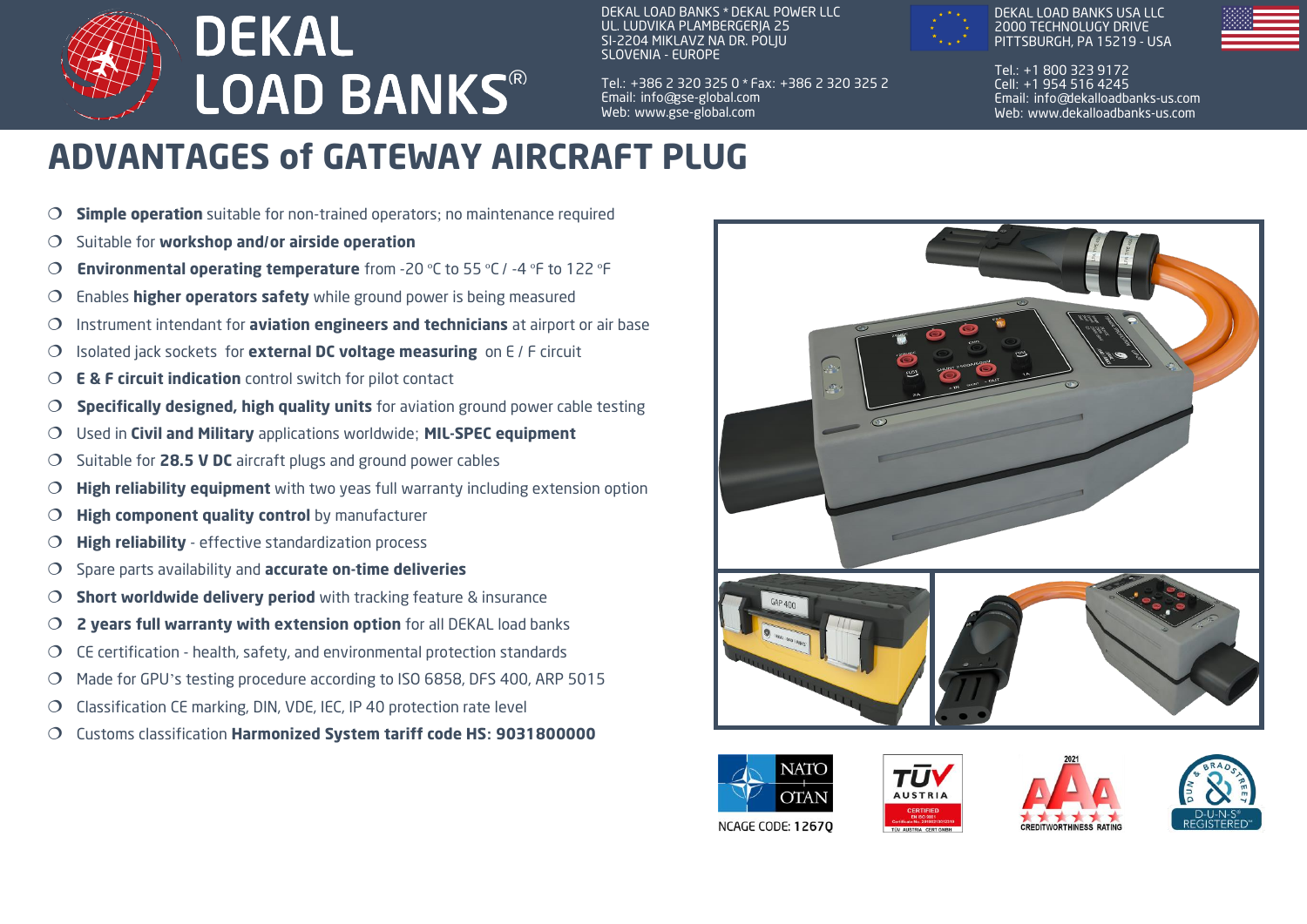# DEKAL LOAD BANKS®

DEKAL LOAD BANKS * DEKAL POWER LLC
UL. LUDVIKA PLAMBERGERJA 25
SI-2204 MIKLAVZ NA DR. POLJU
SLOVENIA - EUROPE

Tel.: +386 2 320 325 0 * Fax: +386 2 320 325 2
Email: info@gse-global.com
Web: www.gse-global.com

DEKAL LOAD BANKS USA LLC
2000 TECHNOLOGY DRIVE
PITTSBURGH, PA 15219 - USA

Tel.: +1 800 323 9172
Cell: +1 954 516 4245
Email: info@dekalloadbanks-us.com
Web: www.dekalloadbanks-us.com

## ADVANTAGES of GATEWAY AIRCRAFT PLUG

- **Simple operation** suitable for non-trained operators; no maintenance required
- Suitable for **workshop and/or airside operation**
- **Environmental operating temperature** from -20 °C to 55 °C / -4 °F to 122 °F
- Enables **higher operators safety** while ground power is being measured
- Instrument intendant for **aviation engineers and technicians** at airport or air base
- Isolated jack sockets for **external DC voltage measuring** on E / F circuit
- **E & F circuit indication** control switch for pilot contact
- **Specifically designed, high quality units** for aviation ground power cable testing
- Used in **Civil and Military** applications worldwide; **MIL-SPEC equipment**
- Suitable for **28.5 V DC** aircraft plugs and ground power cables
- **High reliability equipment** with two yeas full warranty including extension option
- **High component quality control** by manufacturer
- **High reliability** - effective standardization process
- Spare parts availability and **accurate on-time deliveries**
- **Short worldwide delivery period** with tracking feature & insurance
- **2 years full warranty with extension option** for all DEKAL load banks
- CE certification - health, safety, and environmental protection standards
- Made for GPU's testing procedure according to ISO 6858, DFS 400, ARP 5015
- Classification CE marking, DIN, VDE, IEC, IP 40 protection rate level
- Customs classification **Harmonized System tariff code HS: 9031800000**

NATO OTAN

NCAGE CODE: **1267Q**

TÜV AUSTRIA CERTIFIED

2021 AAA CREDITWORTHINESS RATING

DUN & BRADSTREET D-U-N-S® REGISTERED™